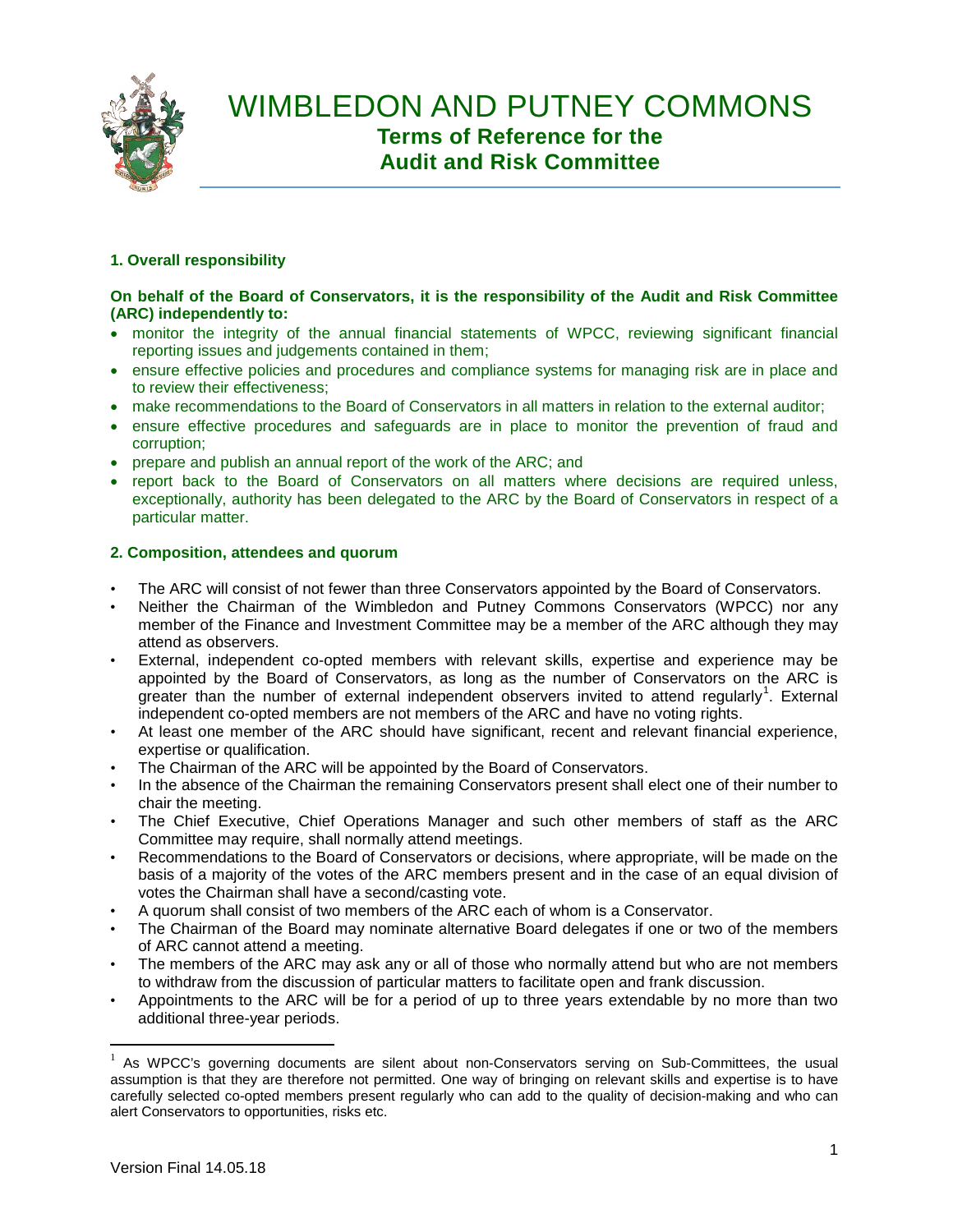# WIMBLEDON AND PUTNEY COMMONS

## Terms of Reference for the Audit and Risk Committee

### 1. Overall responsibility

**On behalf of the Board of Conservators, it is the responsibility of the Audit and Risk Committee (ARC) independently to:**

- monitor the integrity of the annual financial statements of WPCC, reviewing significant financial reporting issues and judgements contained in them;
- ensure effective policies and procedures and compliance systems for managing risk are in place and to review their effectiveness;
- make recommendations to the Board of Conservators in all matters in relation to the external auditor;
- ensure effective procedures and safeguards are in place to monitor the prevention of fraud and corruption;
- prepare and publish an annual report of the work of the ARC; and
- report back to the Board of Conservators on all matters where decisions are required unless, exceptionally, authority has been delegated to the ARC by the Board of Conservators in respect of a particular matter.

### 2. Composition, attendees and quorum

- The ARC will consist of not fewer than three Conservators appointed by the Board of Conservators.
- Neither the Chairman of the Wimbledon and Putney Commons Conservators (WPCC) nor any member of the Finance and Investment Committee may be a member of the ARC although they may attend as observers.
- External, independent co-opted members with relevant skills, expertise and experience may be appointed by the Board of Conservators, as long as the number of Conservators on the ARC is greater than the number of external independent observers invited to attend regularly[1]. External independent co-opted members are not members of the ARC and have no voting rights.
- At least one member of the ARC should have significant, recent and relevant financial experience, expertise or qualification.
- The Chairman of the ARC will be appointed by the Board of Conservators.
- In the absence of the Chairman the remaining Conservators present shall elect one of their number to chair the meeting.
- The Chief Executive, Chief Operations Manager and such other members of staff as the ARC Committee may require, shall normally attend meetings.
- Recommendations to the Board of Conservators or decisions, where appropriate, will be made on the basis of a majority of the votes of the ARC members present and in the case of an equal division of votes the Chairman shall have a second/casting vote.
- A quorum shall consist of two members of the ARC each of whom is a Conservator.
- The Chairman of the Board may nominate alternative Board delegates if one or two of the members of ARC cannot attend a meeting.
- The members of the ARC may ask any or all of those who normally attend but who are not members to withdraw from the discussion of particular matters to facilitate open and frank discussion.
- Appointments to the ARC will be for a period of up to three years extendable by no more than two additional three-year periods.

---

[1] As WPCC's governing documents are silent about non-Conservators serving on Sub-Committees, the usual assumption is that they are therefore not permitted. One way of bringing on relevant skills and expertise is to have carefully selected co-opted members present regularly who can add to the quality of decision-making and who can alert Conservators to opportunities, risks etc.

Version Final 14.05.18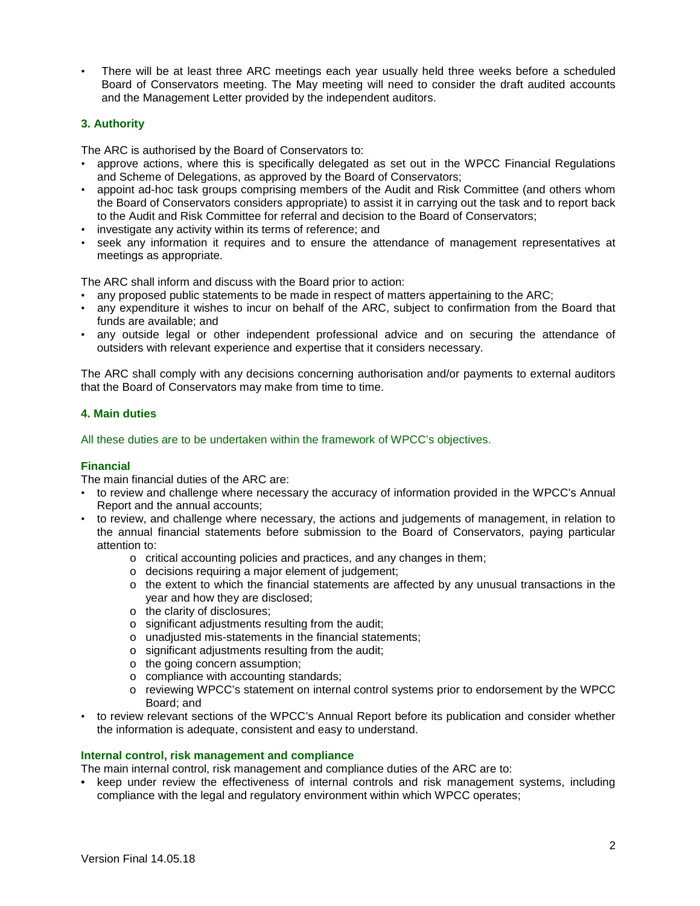- There will be at least three ARC meetings each year usually held three weeks before a scheduled Board of Conservators meeting. The May meeting will need to consider the draft audited accounts and the Management Letter provided by the independent auditors.

### 3. Authority

The ARC is authorised by the Board of Conservators to:

- approve actions, where this is specifically delegated as set out in the WPCC Financial Regulations and Scheme of Delegations, as approved by the Board of Conservators;
- appoint ad-hoc task groups comprising members of the Audit and Risk Committee (and others whom the Board of Conservators considers appropriate) to assist it in carrying out the task and to report back to the Audit and Risk Committee for referral and decision to the Board of Conservators;
- investigate any activity within its terms of reference; and
- seek any information it requires and to ensure the attendance of management representatives at meetings as appropriate.

The ARC shall inform and discuss with the Board prior to action:

- any proposed public statements to be made in respect of matters appertaining to the ARC;
- any expenditure it wishes to incur on behalf of the ARC, subject to confirmation from the Board that funds are available; and
- any outside legal or other independent professional advice and on securing the attendance of outsiders with relevant experience and expertise that it considers necessary.

The ARC shall comply with any decisions concerning authorisation and/or payments to external auditors that the Board of Conservators may make from time to time.

### 4. Main duties

All these duties are to be undertaken within the framework of WPCC's objectives.

#### Financial

The main financial duties of the ARC are:

- to review and challenge where necessary the accuracy of information provided in the WPCC's Annual Report and the annual accounts;
- to review, and challenge where necessary, the actions and judgements of management, in relation to the annual financial statements before submission to the Board of Conservators, paying particular attention to:
  - critical accounting policies and practices, and any changes in them;
  - decisions requiring a major element of judgement;
  - the extent to which the financial statements are affected by any unusual transactions in the year and how they are disclosed;
  - the clarity of disclosures;
  - significant adjustments resulting from the audit;
  - unadjusted mis-statements in the financial statements;
  - significant adjustments resulting from the audit;
  - the going concern assumption;
  - compliance with accounting standards;
  - reviewing WPCC's statement on internal control systems prior to endorsement by the WPCC Board; and
- to review relevant sections of the WPCC's Annual Report before its publication and consider whether the information is adequate, consistent and easy to understand.

#### Internal control, risk management and compliance

The main internal control, risk management and compliance duties of the ARC are to:

- keep under review the effectiveness of internal controls and risk management systems, including compliance with the legal and regulatory environment within which WPCC operates;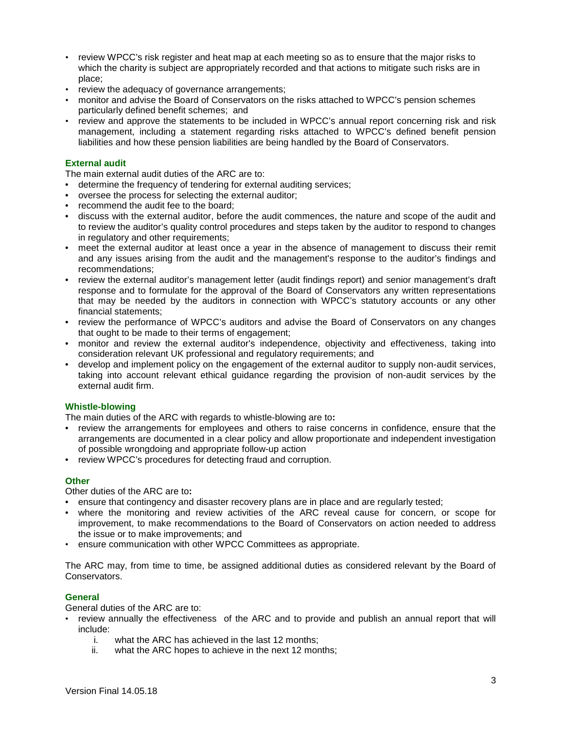- review WPCC's risk register and heat map at each meeting so as to ensure that the major risks to which the charity is subject are appropriately recorded and that actions to mitigate such risks are in place;
- review the adequacy of governance arrangements;
- monitor and advise the Board of Conservators on the risks attached to WPCC's pension schemes particularly defined benefit schemes; and
- review and approve the statements to be included in WPCC's annual report concerning risk and risk management, including a statement regarding risks attached to WPCC's defined benefit pension liabilities and how these pension liabilities are being handled by the Board of Conservators.

### External audit

The main external audit duties of the ARC are to:

- determine the frequency of tendering for external auditing services;
- oversee the process for selecting the external auditor;
- recommend the audit fee to the board;
- discuss with the external auditor, before the audit commences, the nature and scope of the audit and to review the auditor's quality control procedures and steps taken by the auditor to respond to changes in regulatory and other requirements;
- meet the external auditor at least once a year in the absence of management to discuss their remit and any issues arising from the audit and the management's response to the auditor's findings and recommendations;
- review the external auditor's management letter (audit findings report) and senior management's draft response and to formulate for the approval of the Board of Conservators any written representations that may be needed by the auditors in connection with WPCC's statutory accounts or any other financial statements;
- review the performance of WPCC's auditors and advise the Board of Conservators on any changes that ought to be made to their terms of engagement;
- monitor and review the external auditor's independence, objectivity and effectiveness, taking into consideration relevant UK professional and regulatory requirements; and
- develop and implement policy on the engagement of the external auditor to supply non-audit services, taking into account relevant ethical guidance regarding the provision of non-audit services by the external audit firm.

### Whistle-blowing

The main duties of the ARC with regards to whistle-blowing are to**:**

- review the arrangements for employees and others to raise concerns in confidence, ensure that the arrangements are documented in a clear policy and allow proportionate and independent investigation of possible wrongdoing and appropriate follow-up action
- review WPCC's procedures for detecting fraud and corruption.

### Other

Other duties of the ARC are to**:**

- ensure that contingency and disaster recovery plans are in place and are regularly tested;
- where the monitoring and review activities of the ARC reveal cause for concern, or scope for improvement, to make recommendations to the Board of Conservators on action needed to address the issue or to make improvements; and
- ensure communication with other WPCC Committees as appropriate.

The ARC may, from time to time, be assigned additional duties as considered relevant by the Board of Conservators.

### General

General duties of the ARC are to:

- review annually the effectiveness of the ARC and to provide and publish an annual report that will include:
  i. what the ARC has achieved in the last 12 months;
  ii. what the ARC hopes to achieve in the next 12 months;

Version Final 14.05.18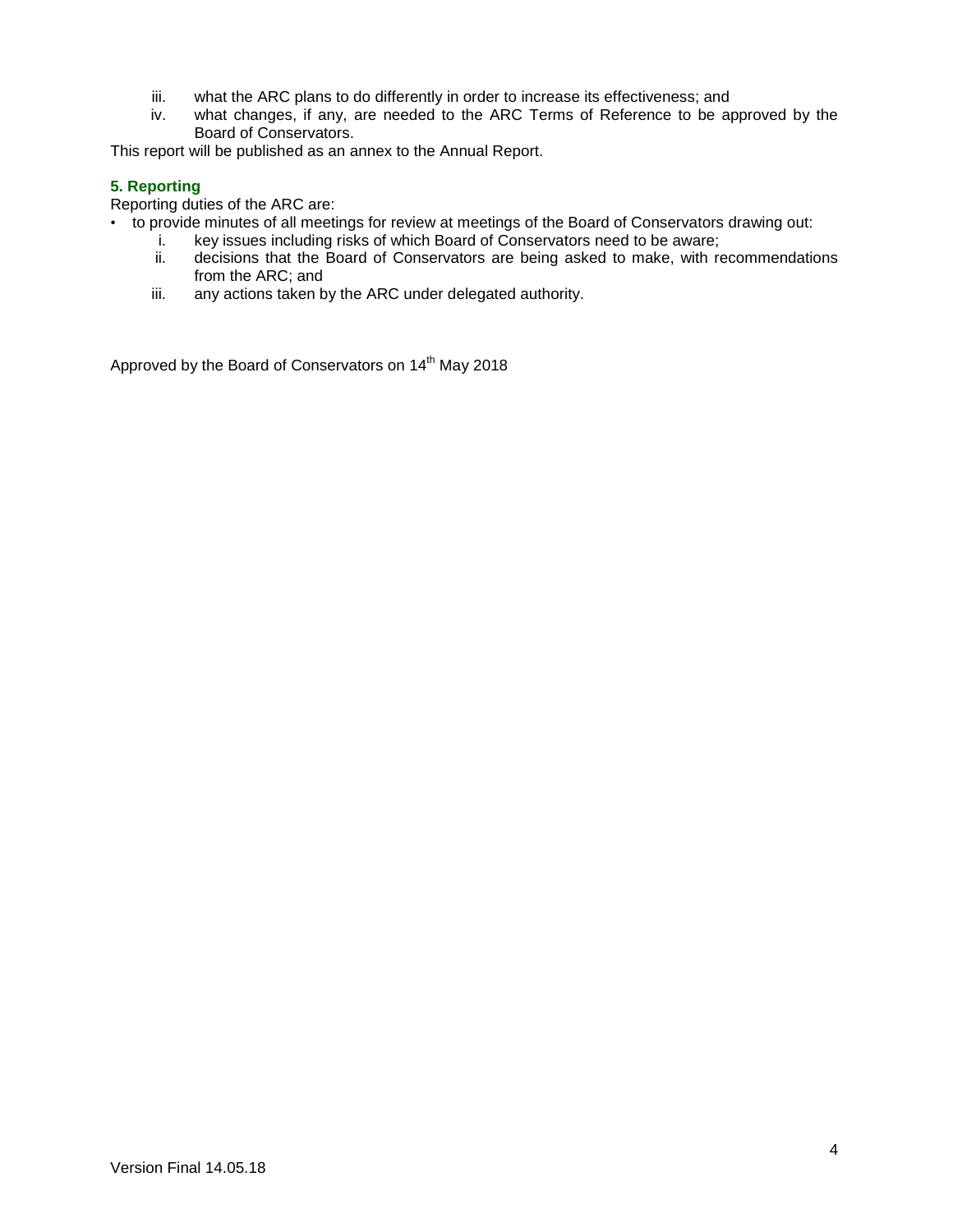iii. what the ARC plans to do differently in order to increase its effectiveness; and
iv. what changes, if any, are needed to the ARC Terms of Reference to be approved by the Board of Conservators.

This report will be published as an annex to the Annual Report.

### 5. Reporting

Reporting duties of the ARC are:

- to provide minutes of all meetings for review at meetings of the Board of Conservators drawing out:
  i. key issues including risks of which Board of Conservators need to be aware;
  ii. decisions that the Board of Conservators are being asked to make, with recommendations from the ARC; and
  iii. any actions taken by the ARC under delegated authority.

Approved by the Board of Conservators on 14th May 2018

Version Final 14.05.18